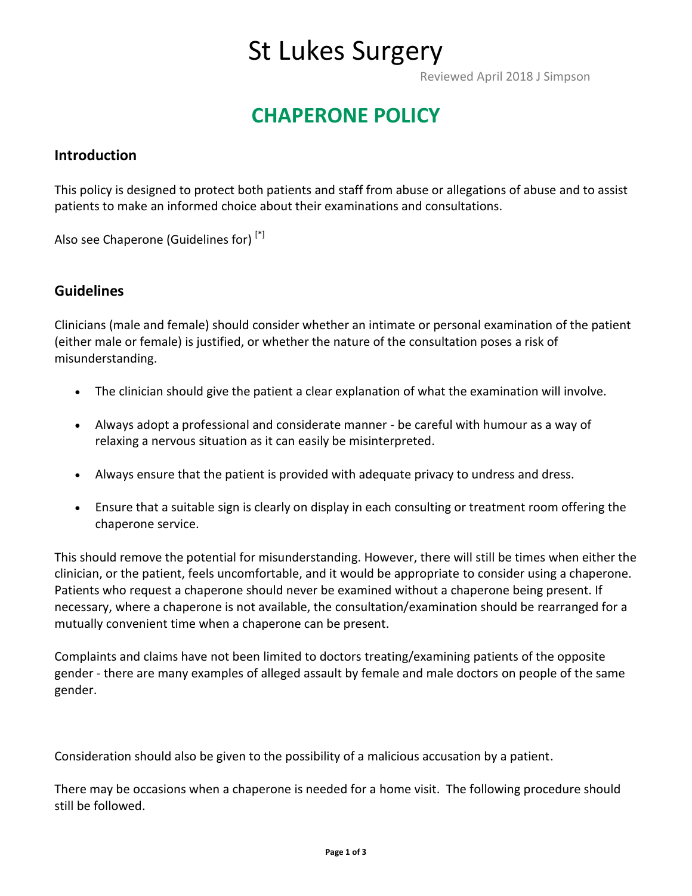# St Lukes Surgery

Reviewed April 2018 J Simpson

## CHAPERONE POLICY

### Introduction

This policy is designed to protect both patients and staff from abuse or allegations of abuse and to assist patients to make an informed choice about their examinations and consultations.

Also see Chaperone (Guidelines for) [*]

### Guidelines

Clinicians (male and female) should consider whether an intimate or personal examination of the patient (either male or female) is justified, or whether the nature of the consultation poses a risk of misunderstanding.

- The clinician should give the patient a clear explanation of what the examination will involve.
- Always adopt a professional and considerate manner - be careful with humour as a way of relaxing a nervous situation as it can easily be misinterpreted.
- Always ensure that the patient is provided with adequate privacy to undress and dress.
- Ensure that a suitable sign is clearly on display in each consulting or treatment room offering the chaperone service.

This should remove the potential for misunderstanding. However, there will still be times when either the clinician, or the patient, feels uncomfortable, and it would be appropriate to consider using a chaperone. Patients who request a chaperone should never be examined without a chaperone being present. If necessary, where a chaperone is not available, the consultation/examination should be rearranged for a mutually convenient time when a chaperone can be present.

Complaints and claims have not been limited to doctors treating/examining patients of the opposite gender - there are many examples of alleged assault by female and male doctors on people of the same gender.

Consideration should also be given to the possibility of a malicious accusation by a patient.

There may be occasions when a chaperone is needed for a home visit. The following procedure should still be followed.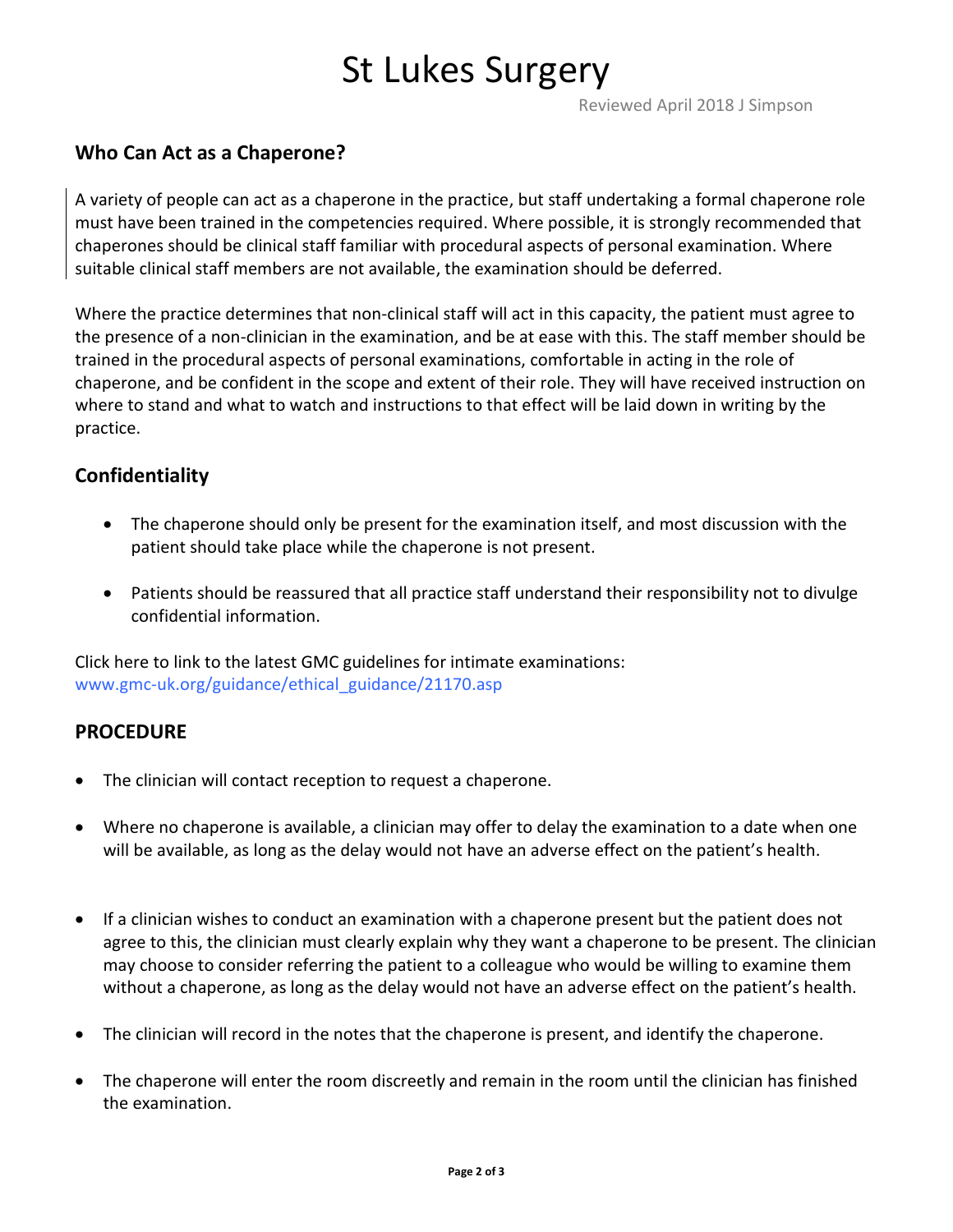## Who Can Act as a Chaperone?

A variety of people can act as a chaperone in the practice, but staff undertaking a formal chaperone role must have been trained in the competencies required. Where possible, it is strongly recommended that chaperones should be clinical staff familiar with procedural aspects of personal examination. Where suitable clinical staff members are not available, the examination should be deferred.

Where the practice determines that non-clinical staff will act in this capacity, the patient must agree to the presence of a non-clinician in the examination, and be at ease with this. The staff member should be trained in the procedural aspects of personal examinations, comfortable in acting in the role of chaperone, and be confident in the scope and extent of their role. They will have received instruction on where to stand and what to watch and instructions to that effect will be laid down in writing by the practice.

## Confidentiality

- The chaperone should only be present for the examination itself, and most discussion with the patient should take place while the chaperone is not present.
- Patients should be reassured that all practice staff understand their responsibility not to divulge confidential information.

Click here to link to the latest GMC guidelines for intimate examinations: www.gmc-uk.org/guidance/ethical_guidance/21170.asp

## PROCEDURE

- The clinician will contact reception to request a chaperone.
- Where no chaperone is available, a clinician may offer to delay the examination to a date when one will be available, as long as the delay would not have an adverse effect on the patient's health.
- If a clinician wishes to conduct an examination with a chaperone present but the patient does not agree to this, the clinician must clearly explain why they want a chaperone to be present. The clinician may choose to consider referring the patient to a colleague who would be willing to examine them without a chaperone, as long as the delay would not have an adverse effect on the patient's health.
- The clinician will record in the notes that the chaperone is present, and identify the chaperone.
- The chaperone will enter the room discreetly and remain in the room until the clinician has finished the examination.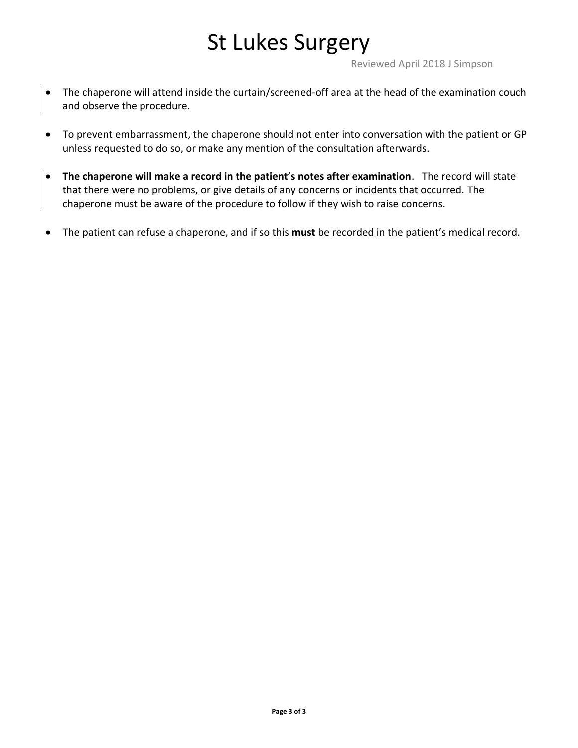- The chaperone will attend inside the curtain/screened-off area at the head of the examination couch and observe the procedure.

- To prevent embarrassment, the chaperone should not enter into conversation with the patient or GP unless requested to do so, or make any mention of the consultation afterwards.

- **The chaperone will make a record in the patient's notes after examination**. The record will state that there were no problems, or give details of any concerns or incidents that occurred. The chaperone must be aware of the procedure to follow if they wish to raise concerns.

- The patient can refuse a chaperone, and if so this **must** be recorded in the patient's medical record.